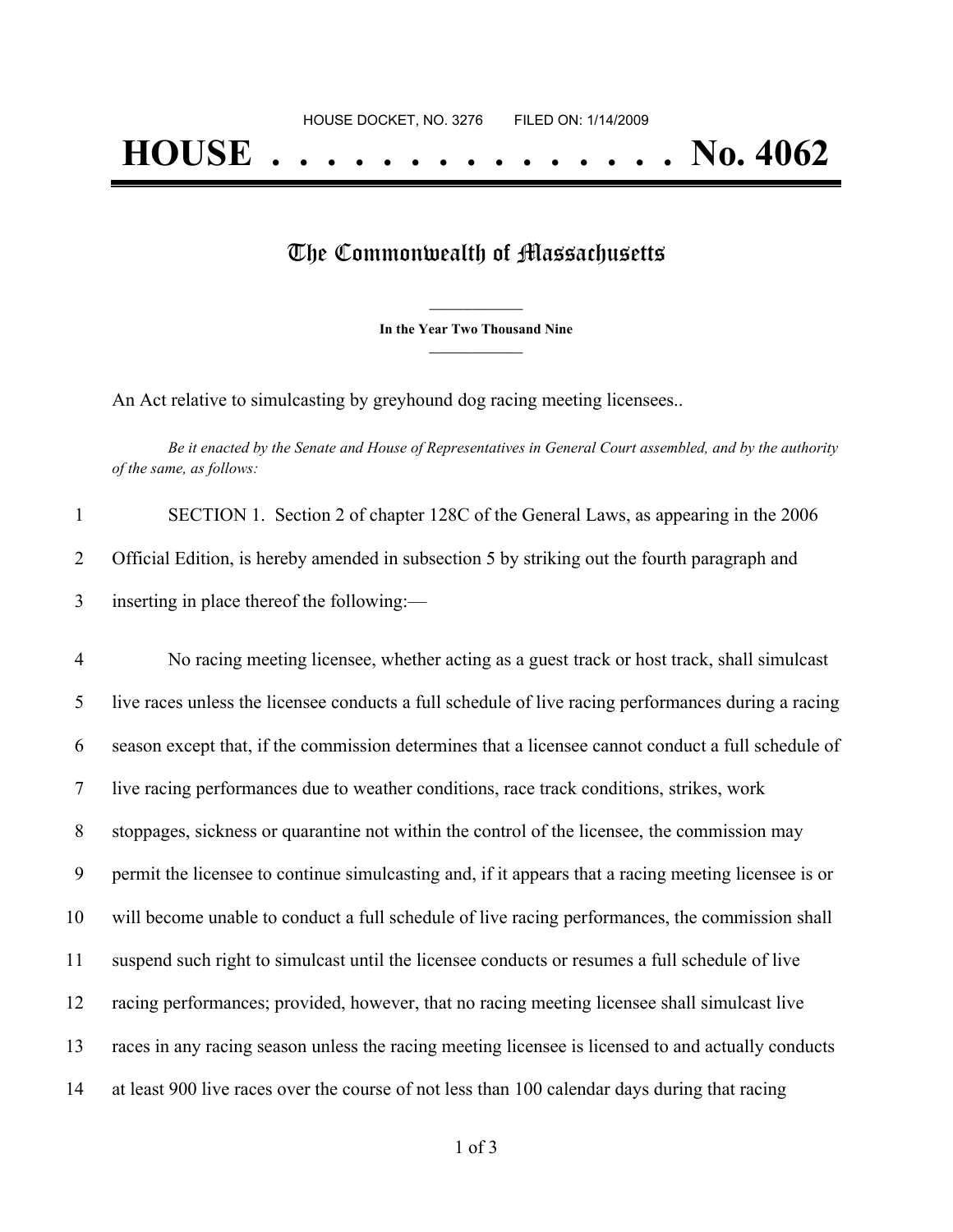HOUSE DOCKET, NO. 3276 FILED ON: 1/14/2009

# HOUSE . . . . . . . . . . . . . . . No. 4062

## The Commonwealth of Massachusetts

**In the Year Two Thousand Nine**

An Act relative to simulcasting by greyhound dog racing meeting licensees..

*Be it enacted by the Senate and House of Representatives in General Court assembled, and by the authority of the same, as follows:*

1 SECTION 1. Section 2 of chapter 128C of the General Laws, as appearing in the 2006
2 Official Edition, is hereby amended in subsection 5 by striking out the fourth paragraph and
3 inserting in place thereof the following:—

4 No racing meeting licensee, whether acting as a guest track or host track, shall simulcast
5 live races unless the licensee conducts a full schedule of live racing performances during a racing
6 season except that, if the commission determines that a licensee cannot conduct a full schedule of
7 live racing performances due to weather conditions, race track conditions, strikes, work
8 stoppages, sickness or quarantine not within the control of the licensee, the commission may
9 permit the licensee to continue simulcasting and, if it appears that a racing meeting licensee is or
10 will become unable to conduct a full schedule of live racing performances, the commission shall
11 suspend such right to simulcast until the licensee conducts or resumes a full schedule of live
12 racing performances; provided, however, that no racing meeting licensee shall simulcast live
13 races in any racing season unless the racing meeting licensee is licensed to and actually conducts
14 at least 900 live races over the course of not less than 100 calendar days during that racing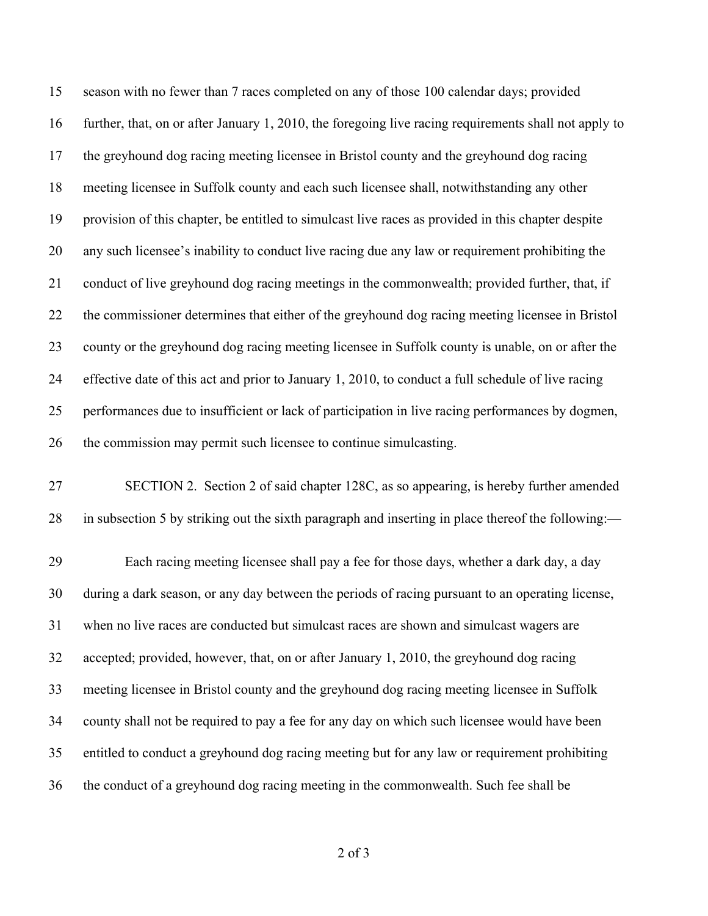season with no fewer than 7 races completed on any of those 100 calendar days; provided further, that, on or after January 1, 2010, the foregoing live racing requirements shall not apply to the greyhound dog racing meeting licensee in Bristol county and the greyhound dog racing meeting licensee in Suffolk county and each such licensee shall, notwithstanding any other provision of this chapter, be entitled to simulcast live races as provided in this chapter despite any such licensee's inability to conduct live racing due any law or requirement prohibiting the conduct of live greyhound dog racing meetings in the commonwealth; provided further, that, if the commissioner determines that either of the greyhound dog racing meeting licensee in Bristol county or the greyhound dog racing meeting licensee in Suffolk county is unable, on or after the effective date of this act and prior to January 1, 2010, to conduct a full schedule of live racing performances due to insufficient or lack of participation in live racing performances by dogmen, the commission may permit such licensee to continue simulcasting.

SECTION 2. Section 2 of said chapter 128C, as so appearing, is hereby further amended in subsection 5 by striking out the sixth paragraph and inserting in place thereof the following:—

Each racing meeting licensee shall pay a fee for those days, whether a dark day, a day during a dark season, or any day between the periods of racing pursuant to an operating license, when no live races are conducted but simulcast races are shown and simulcast wagers are accepted; provided, however, that, on or after January 1, 2010, the greyhound dog racing meeting licensee in Bristol county and the greyhound dog racing meeting licensee in Suffolk county shall not be required to pay a fee for any day on which such licensee would have been entitled to conduct a greyhound dog racing meeting but for any law or requirement prohibiting the conduct of a greyhound dog racing meeting in the commonwealth. Such fee shall be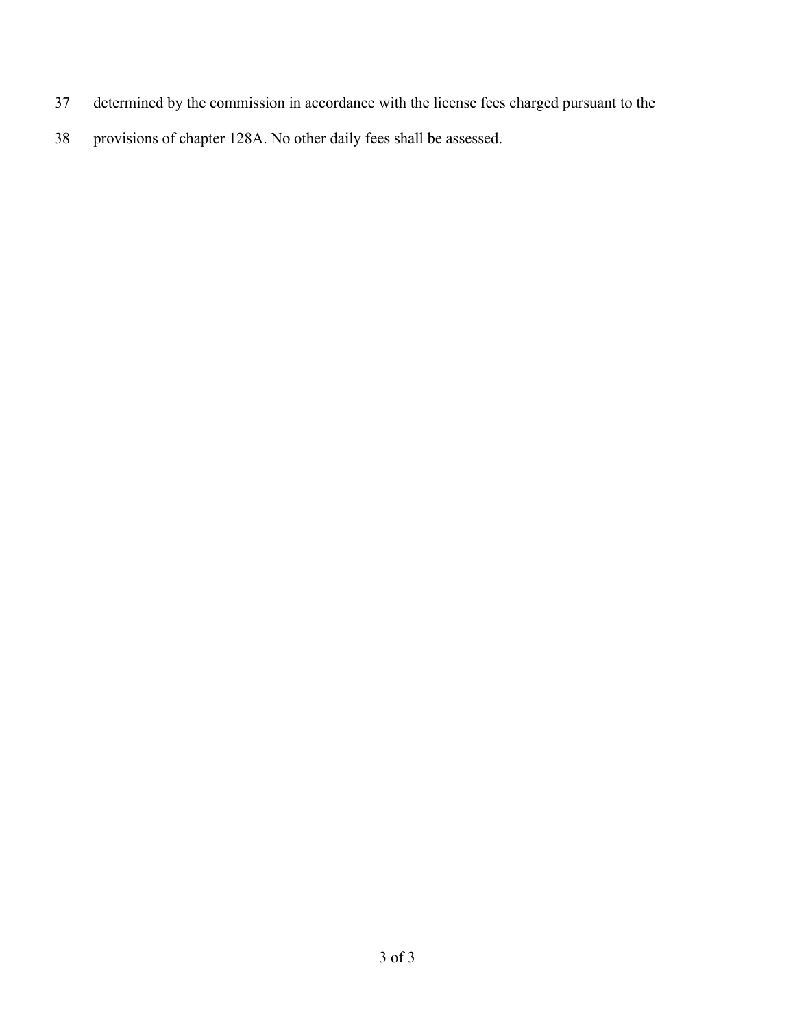37 determined by the commission in accordance with the license fees charged pursuant to the

38 provisions of chapter 128A. No other daily fees shall be assessed.